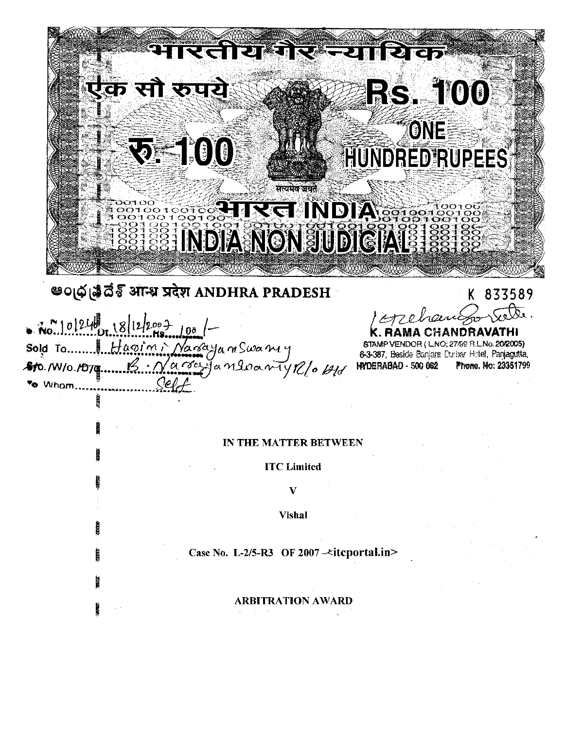भारतीय गैर न्यायिक

एक सौ रुपये **Rs. 100**

रु. 100 ONE HUNDRED RUPEES

सत्यमेव जयते

भारत INDIA

INDIA NON JUDICIAL

ఆంధ్ర ప్రదేశ్ आन्ध्र प्रदेश ANDHRA PRADESH

K 833589

No. 10124 Dt. 18/12/2007 Rs. 100/-

Sold To ...... Hasini Narayanswamy

S/o./W/o./D/o. ...... B. Narayanswamy R/o Hyd

To Whom ...... Self

K. RAMA CHANDRAVATHI
STAMP VENDOR ( L.NO: 27/99 R.L.No. 20/2005)
6-3-387, Beside Banjara Durbar Hotel, Panjagutta,
HYDERABAD - 500 082 Phone. No: 23351799

**IN THE MATTER BETWEEN**

**ITC Limited**

**V**

**Vishal**

**Case No. L-2/5-R3 OF 2007 –<itcportal.in>**

**ARBITRATION AWARD**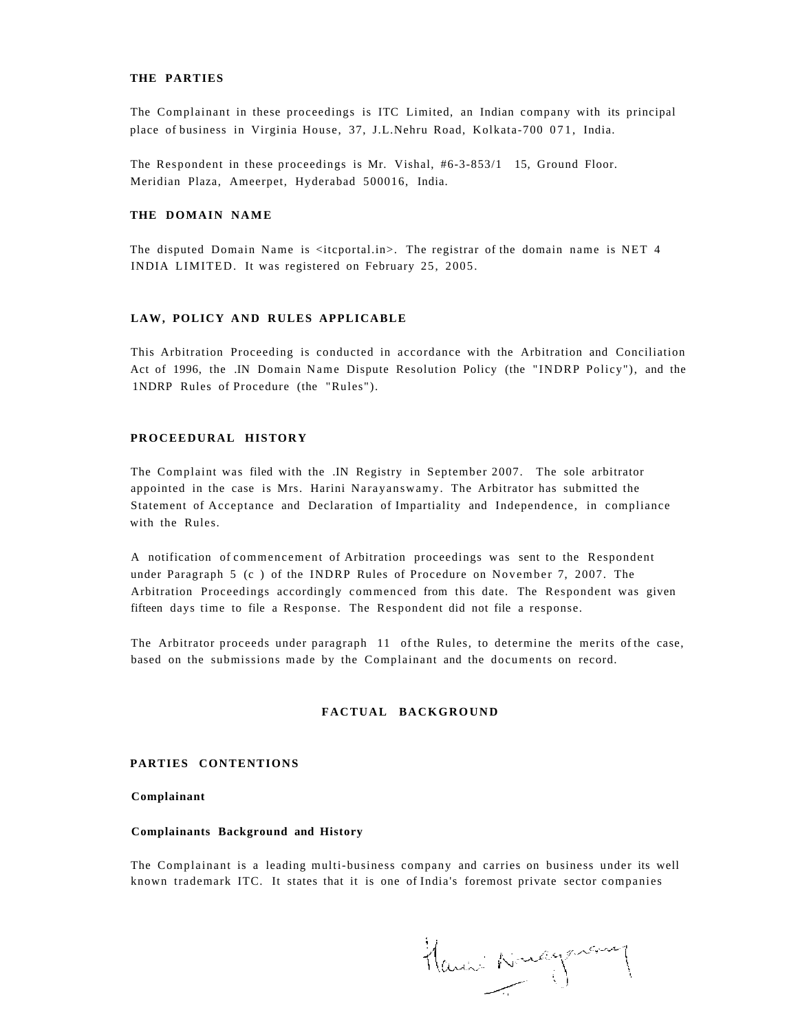### THE PARTIES

The Complainant in these proceedings is ITC Limited, an Indian company with its principal place of business in Virginia House, 37, J.L.Nehru Road, Kolkata-700 071, India.

The Respondent in these proceedings is Mr. Vishal, #6-3-853/1 15, Ground Floor. Meridian Plaza, Ameerpet, Hyderabad 500016, India.

### THE DOMAIN NAME

The disputed Domain Name is <itcportal.in>. The registrar of the domain name is NET 4 INDIA LIMITED. It was registered on February 25, 2005.

### LAW, POLICY AND RULES APPLICABLE

This Arbitration Proceeding is conducted in accordance with the Arbitration and Conciliation Act of 1996, the .IN Domain Name Dispute Resolution Policy (the "INDRP Policy"), and the 1NDRP Rules of Procedure (the "Rules").

### PROCEEDURAL HISTORY

The Complaint was filed with the .IN Registry in September 2007. The sole arbitrator appointed in the case is Mrs. Harini Narayanswamy. The Arbitrator has submitted the Statement of Acceptance and Declaration of Impartiality and Independence, in compliance with the Rules.

A notification of commencement of Arbitration proceedings was sent to the Respondent under Paragraph 5 (c ) of the INDRP Rules of Procedure on November 7, 2007. The Arbitration Proceedings accordingly commenced from this date. The Respondent was given fifteen days time to file a Response. The Respondent did not file a response.

The Arbitrator proceeds under paragraph 11 of the Rules, to determine the merits of the case, based on the submissions made by the Complainant and the documents on record.

## FACTUAL BACKGROUND

### PARTIES CONTENTIONS

**Complainant**

**Complainants Background and History**

The Complainant is a leading multi-business company and carries on business under its well known trademark ITC. It states that it is one of India's foremost private sector companies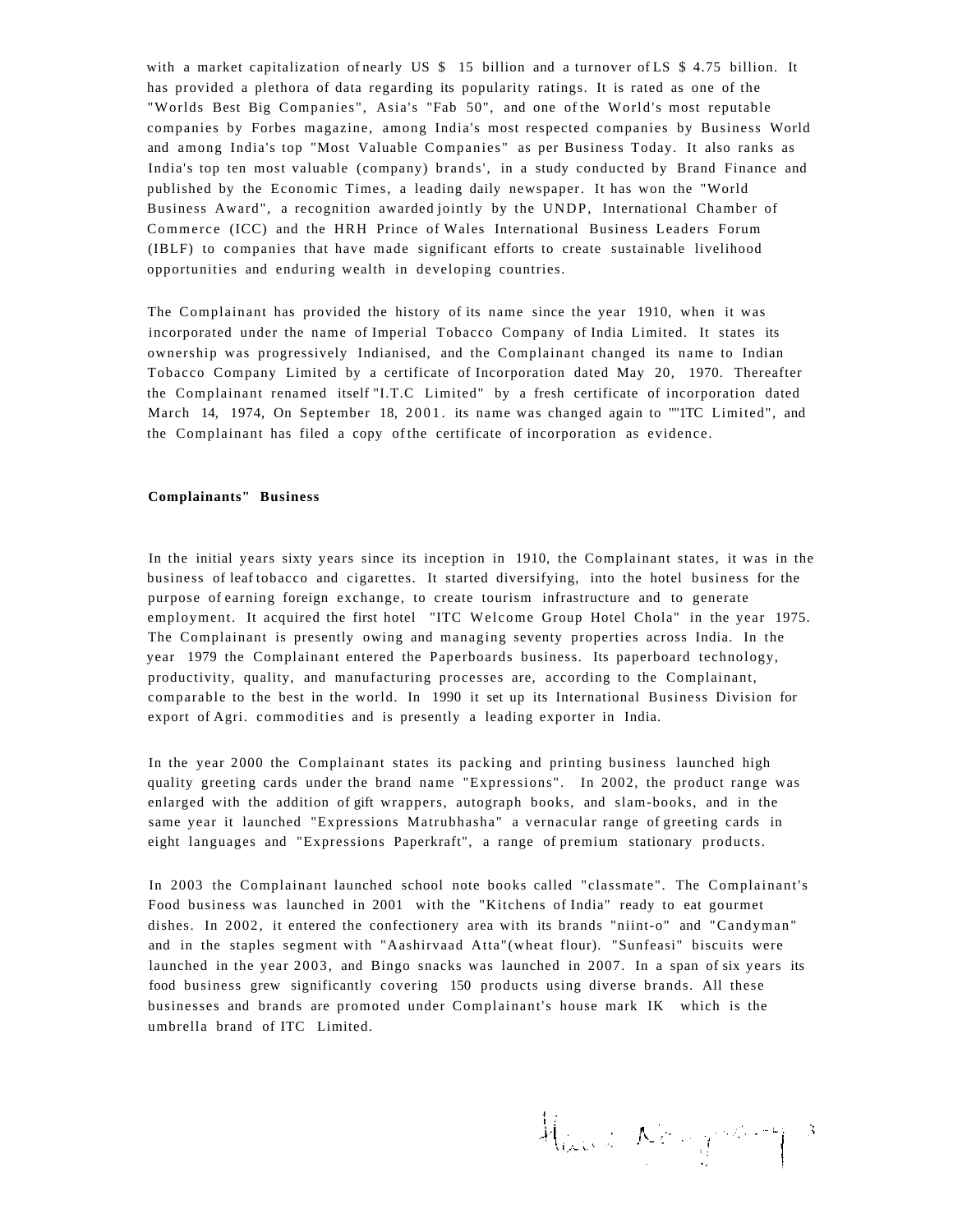with a market capitalization of nearly US $ 15 billion and a turnover of LS $ 4.75 billion. It has provided a plethora of data regarding its popularity ratings. It is rated as one of the "Worlds Best Big Companies", Asia's "Fab 50", and one of the World's most reputable companies by Forbes magazine, among India's most respected companies by Business World and among India's top "Most Valuable Companies" as per Business Today. It also ranks as India's top ten most valuable (company) brands', in a study conducted by Brand Finance and published by the Economic Times, a leading daily newspaper. It has won the "World Business Award", a recognition awarded jointly by the UNDP, International Chamber of Commerce (ICC) and the HRH Prince of Wales International Business Leaders Forum (IBLF) to companies that have made significant efforts to create sustainable livelihood opportunities and enduring wealth in developing countries.

The Complainant has provided the history of its name since the year 1910, when it was incorporated under the name of Imperial Tobacco Company of India Limited. It states its ownership was progressively Indianised, and the Complainant changed its name to Indian Tobacco Company Limited by a certificate of Incorporation dated May 20, 1970. Thereafter the Complainant renamed itself "I.T.C Limited" by a fresh certificate of incorporation dated March 14, 1974, On September 18, 2001. its name was changed again to ""1TC Limited", and the Complainant has filed a copy of the certificate of incorporation as evidence.

**Complainants" Business**

In the initial years sixty years since its inception in 1910, the Complainant states, it was in the business of leaf tobacco and cigarettes. It started diversifying, into the hotel business for the purpose of earning foreign exchange, to create tourism infrastructure and to generate employment. It acquired the first hotel "ITC Welcome Group Hotel Chola" in the year 1975. The Complainant is presently owing and managing seventy properties across India. In the year 1979 the Complainant entered the Paperboards business. Its paperboard technology, productivity, quality, and manufacturing processes are, according to the Complainant, comparable to the best in the world. In 1990 it set up its International Business Division for export of Agri. commodities and is presently a leading exporter in India.

In the year 2000 the Complainant states its packing and printing business launched high quality greeting cards under the brand name "Expressions". In 2002, the product range was enlarged with the addition of gift wrappers, autograph books, and slam-books, and in the same year it launched "Expressions Matrubhasha" a vernacular range of greeting cards in eight languages and "Expressions Paperkraft", a range of premium stationary products.

In 2003 the Complainant launched school note books called "classmate". The Complainant's Food business was launched in 2001 with the "Kitchens of India" ready to eat gourmet dishes. In 2002, it entered the confectionery area with its brands "niint-o" and "Candyman" and in the staples segment with "Aashirvaad Atta"(wheat flour). "Sunfeasi" biscuits were launched in the year 2003, and Bingo snacks was launched in 2007. In a span of six years its food business grew significantly covering 150 products using diverse brands. All these businesses and brands are promoted under Complainant's house mark IK which is the umbrella brand of ITC Limited.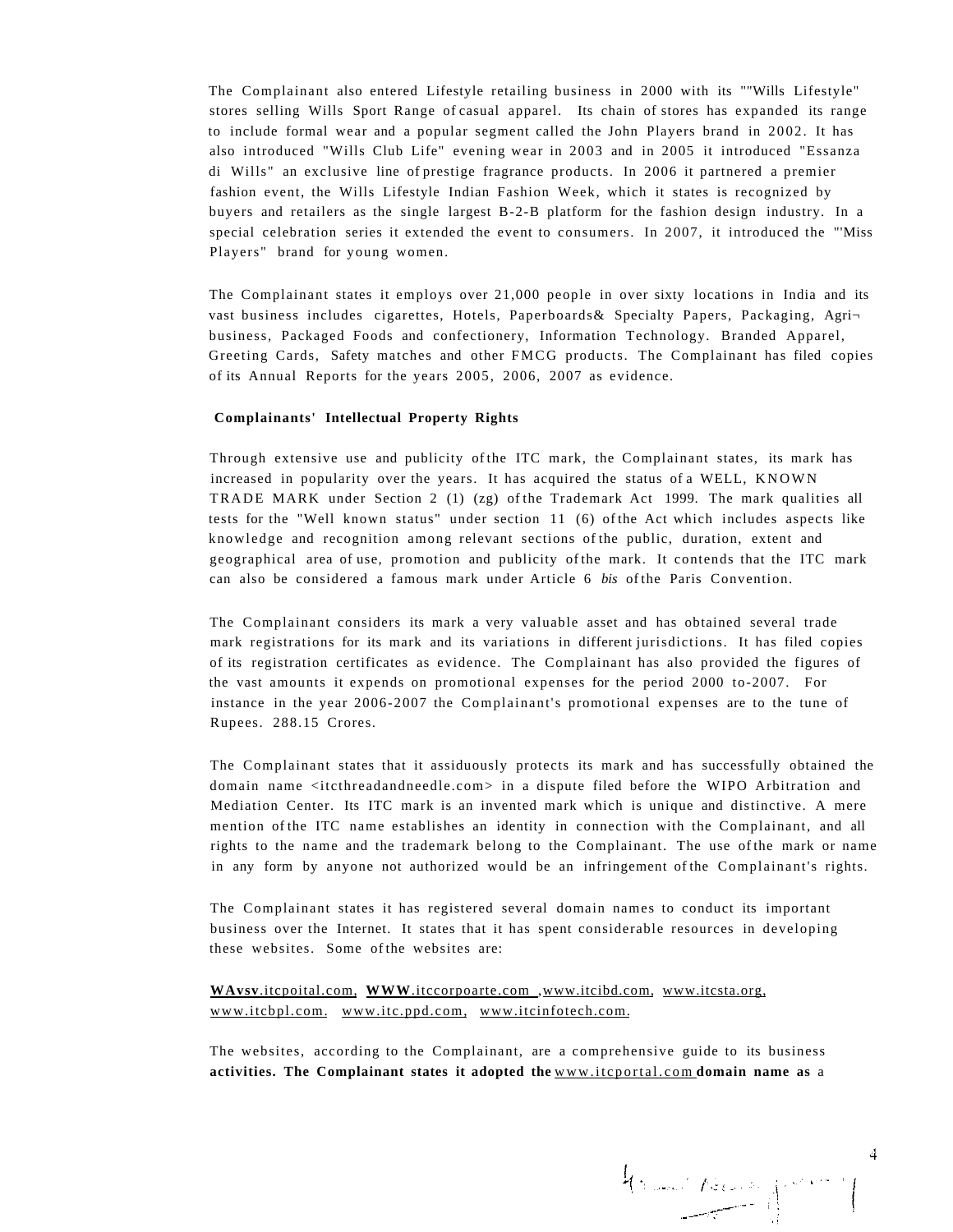The Complainant also entered Lifestyle retailing business in 2000 with its ""Wills Lifestyle" stores selling Wills Sport Range of casual apparel. Its chain of stores has expanded its range to include formal wear and a popular segment called the John Players brand in 2002. It has also introduced "Wills Club Life" evening wear in 2003 and in 2005 it introduced "Essanza di Wills" an exclusive line of prestige fragrance products. In 2006 it partnered a premier fashion event, the Wills Lifestyle Indian Fashion Week, which it states is recognized by buyers and retailers as the single largest B-2-B platform for the fashion design industry. In a special celebration series it extended the event to consumers. In 2007, it introduced the "'Miss Players" brand for young women.

The Complainant states it employs over 21,000 people in over sixty locations in India and its vast business includes cigarettes, Hotels, Paperboards& Specialty Papers, Packaging, Agri¬business, Packaged Foods and confectionery, Information Technology. Branded Apparel, Greeting Cards, Safety matches and other FMCG products. The Complainant has filed copies of its Annual Reports for the years 2005, 2006, 2007 as evidence.

**Complainants' Intellectual Property Rights**

Through extensive use and publicity of the ITC mark, the Complainant states, its mark has increased in popularity over the years. It has acquired the status of a WELL, KNOWN TRADE MARK under Section 2 (1) (zg) of the Trademark Act 1999. The mark qualities all tests for the "Well known status" under section 11 (6) of the Act which includes aspects like knowledge and recognition among relevant sections of the public, duration, extent and geographical area of use, promotion and publicity of the mark. It contends that the ITC mark can also be considered a famous mark under Article 6 *bis* of the Paris Convention.

The Complainant considers its mark a very valuable asset and has obtained several trade mark registrations for its mark and its variations in different jurisdictions. It has filed copies of its registration certificates as evidence. The Complainant has also provided the figures of the vast amounts it expends on promotional expenses for the period 2000 to-2007. For instance in the year 2006-2007 the Complainant's promotional expenses are to the tune of Rupees. 288.15 Crores.

The Complainant states that it assiduously protects its mark and has successfully obtained the domain name <itcthreadandneedle.com> in a dispute filed before the WIPO Arbitration and Mediation Center. Its ITC mark is an invented mark which is unique and distinctive. A mere mention of the ITC name establishes an identity in connection with the Complainant, and all rights to the name and the trademark belong to the Complainant. The use of the mark or name in any form by anyone not authorized would be an infringement of the Complainant's rights.

The Complainant states it has registered several domain names to conduct its important business over the Internet. It states that it has spent considerable resources in developing these websites. Some of the websites are:

**WAvsv**.itcpoital.com, **WWW**.itccorpoarte.com ,www.itcibd.com, www.itcsta.org, www.itcbpl.com. www.itc.ppd.com, www.itcinfotech.com.

The websites, according to the Complainant, are a comprehensive guide to its business **activities. The Complainant states it adopted the** www.itcportal.com **domain name as** a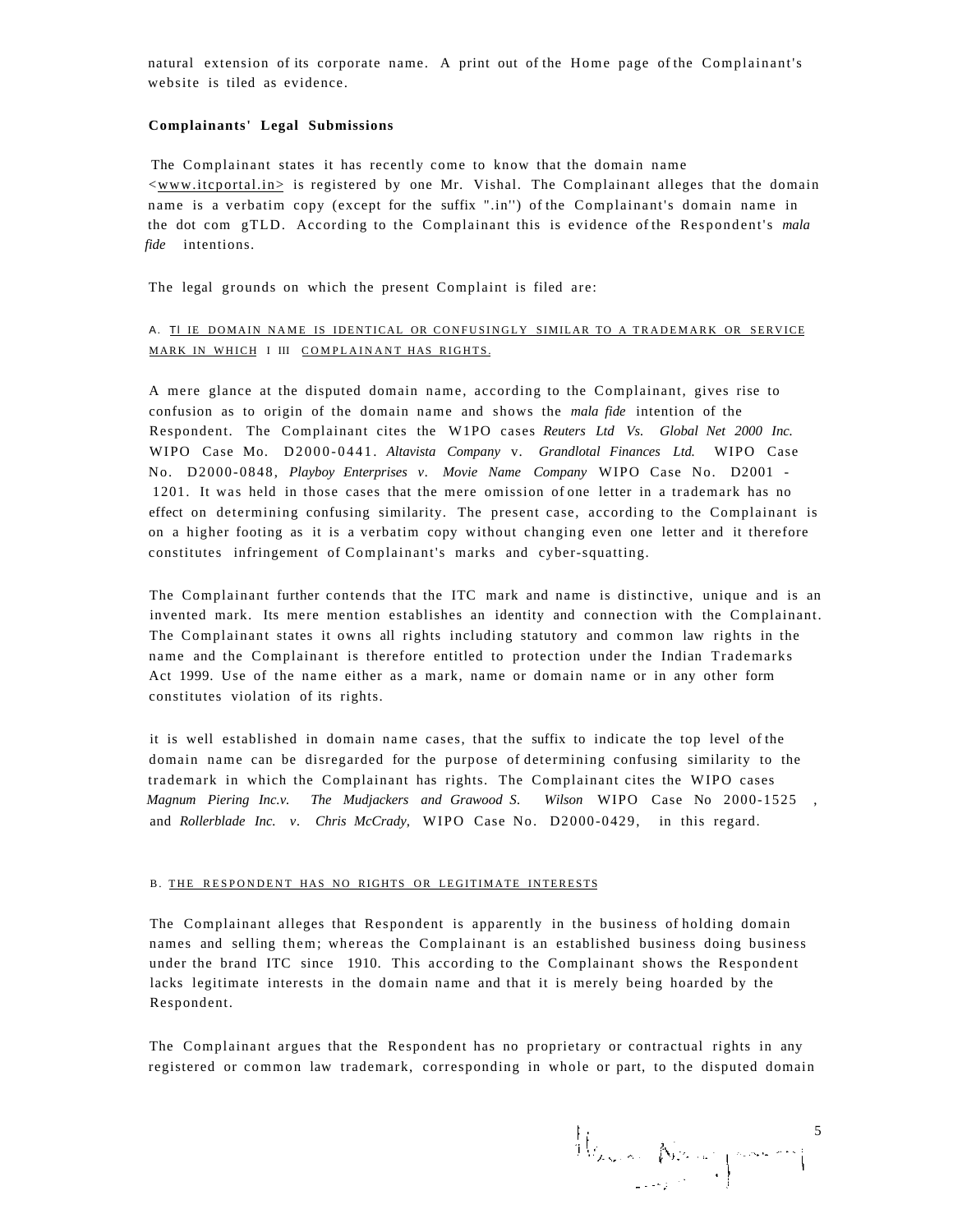natural extension of its corporate name. A print out of the Home page of the Complainant's website is tiled as evidence.

**Complainants' Legal Submissions**

The Complainant states it has recently come to know that the domain name <www.itcportal.in> is registered by one Mr. Vishal. The Complainant alleges that the domain name is a verbatim copy (except for the suffix ".in'') of the Complainant's domain name in the dot com gTLD. According to the Complainant this is evidence of the Respondent's *mala fide* intentions.

The legal grounds on which the present Complaint is filed are:

A. TI IE DOMAIN NAME IS IDENTICAL OR CONFUSINGLY SIMILAR TO A TRADEMARK OR SERVICE MARK IN WHICH I III COMPLAINANT HAS RIGHTS.

A mere glance at the disputed domain name, according to the Complainant, gives rise to confusion as to origin of the domain name and shows the *mala fide* intention of the Respondent. The Complainant cites the W1PO cases *Reuters Ltd Vs. Global Net 2000 Inc.* WIPO Case Mo. D2000-0441. *Altavista Company* v. *Grandlotal Finances Ltd.* WIPO Case No. D2000-0848, *Playboy Enterprises v. Movie Name Company* WIPO Case No. D2001 - 1201. It was held in those cases that the mere omission of one letter in a trademark has no effect on determining confusing similarity. The present case, according to the Complainant is on a higher footing as it is a verbatim copy without changing even one letter and it therefore constitutes infringement of Complainant's marks and cyber-squatting.

The Complainant further contends that the ITC mark and name is distinctive, unique and is an invented mark. Its mere mention establishes an identity and connection with the Complainant. The Complainant states it owns all rights including statutory and common law rights in the name and the Complainant is therefore entitled to protection under the Indian Trademarks Act 1999. Use of the name either as a mark, name or domain name or in any other form constitutes violation of its rights.

it is well established in domain name cases, that the suffix to indicate the top level of the domain name can be disregarded for the purpose of determining confusing similarity to the trademark in which the Complainant has rights. The Complainant cites the WIPO cases *Magnum Piering Inc.v. The Mudjackers and Grawood S. Wilson* WIPO Case No 2000-1525 , and *Rollerblade Inc. v. Chris McCrady,* WIPO Case No. D2000-0429, in this regard.

B. THE RESPONDENT HAS NO RIGHTS OR LEGITIMATE INTERESTS

The Complainant alleges that Respondent is apparently in the business of holding domain names and selling them; whereas the Complainant is an established business doing business under the brand ITC since 1910. This according to the Complainant shows the Respondent lacks legitimate interests in the domain name and that it is merely being hoarded by the Respondent.

The Complainant argues that the Respondent has no proprietary or contractual rights in any registered or common law trademark, corresponding in whole or part, to the disputed domain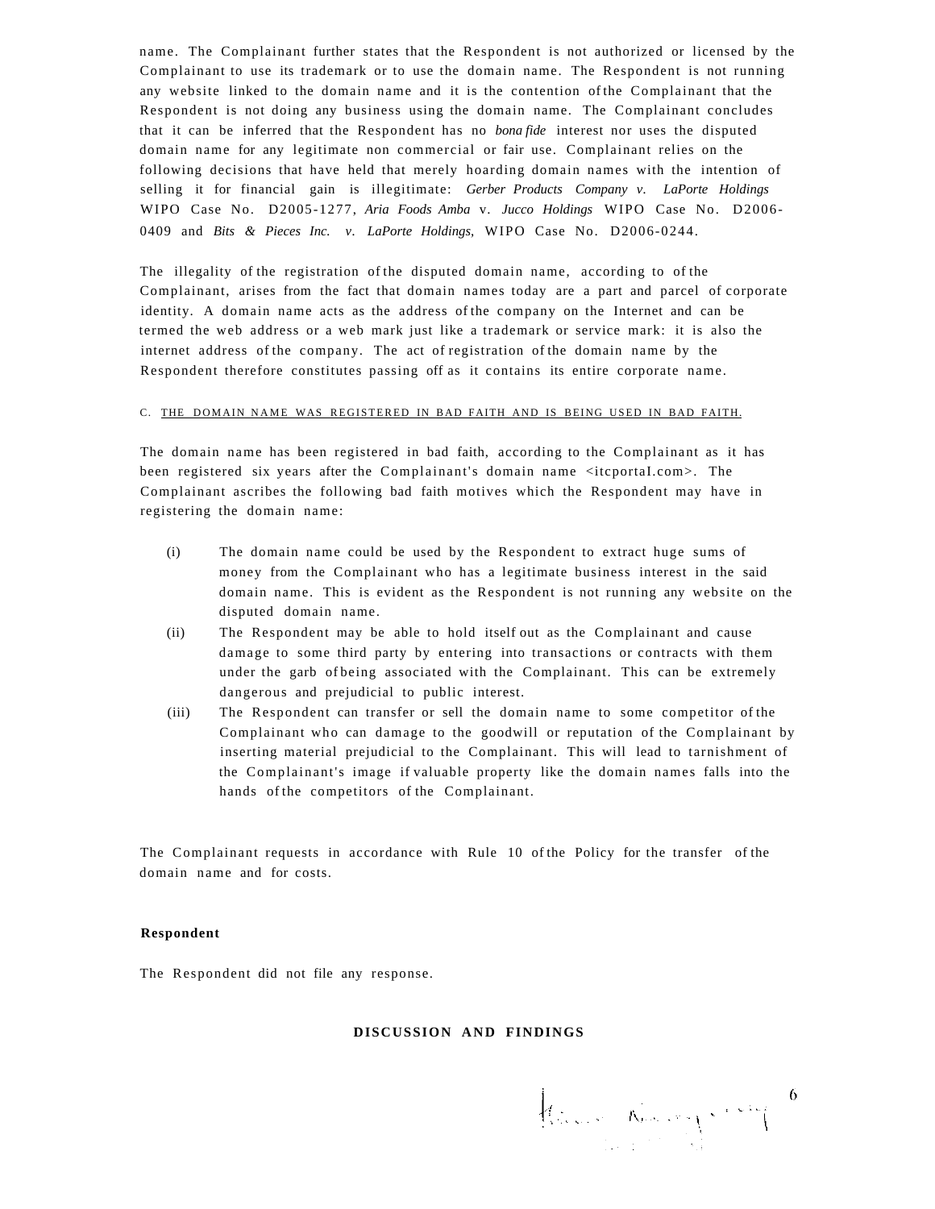name. The Complainant further states that the Respondent is not authorized or licensed by the Complainant to use its trademark or to use the domain name. The Respondent is not running any website linked to the domain name and it is the contention of the Complainant that the Respondent is not doing any business using the domain name. The Complainant concludes that it can be inferred that the Respondent has no *bona fide* interest nor uses the disputed domain name for any legitimate non commercial or fair use. Complainant relies on the following decisions that have held that merely hoarding domain names with the intention of selling it for financial gain is illegitimate: *Gerber Products Company v. LaPorte Holdings* WIPO Case No. D2005-1277, *Aria Foods Amba* v. *Jucco Holdings* WIPO Case No. D2006-0409 and *Bits & Pieces Inc. v. LaPorte Holdings,* WIPO Case No. D2006-0244.

The illegality of the registration of the disputed domain name, according to of the Complainant, arises from the fact that domain names today are a part and parcel of corporate identity. A domain name acts as the address of the company on the Internet and can be termed the web address or a web mark just like a trademark or service mark: it is also the internet address of the company. The act of registration of the domain name by the Respondent therefore constitutes passing off as it contains its entire corporate name.

C. THE DOMAIN NAME WAS REGISTERED IN BAD FAITH AND IS BEING USED IN BAD FAITH.

The domain name has been registered in bad faith, according to the Complainant as it has been registered six years after the Complainant's domain name <itcportaI.com>. The Complainant ascribes the following bad faith motives which the Respondent may have in registering the domain name:

(i) The domain name could be used by the Respondent to extract huge sums of money from the Complainant who has a legitimate business interest in the said domain name. This is evident as the Respondent is not running any website on the disputed domain name.

(ii) The Respondent may be able to hold itself out as the Complainant and cause damage to some third party by entering into transactions or contracts with them under the garb of being associated with the Complainant. This can be extremely dangerous and prejudicial to public interest.

(iii) The Respondent can transfer or sell the domain name to some competitor of the Complainant who can damage to the goodwill or reputation of the Complainant by inserting material prejudicial to the Complainant. This will lead to tarnishment of the Complainant's image if valuable property like the domain names falls into the hands of the competitors of the Complainant.

The Complainant requests in accordance with Rule 10 of the Policy for the transfer of the domain name and for costs.

**Respondent**

The Respondent did not file any response.

**DISCUSSION AND FINDINGS**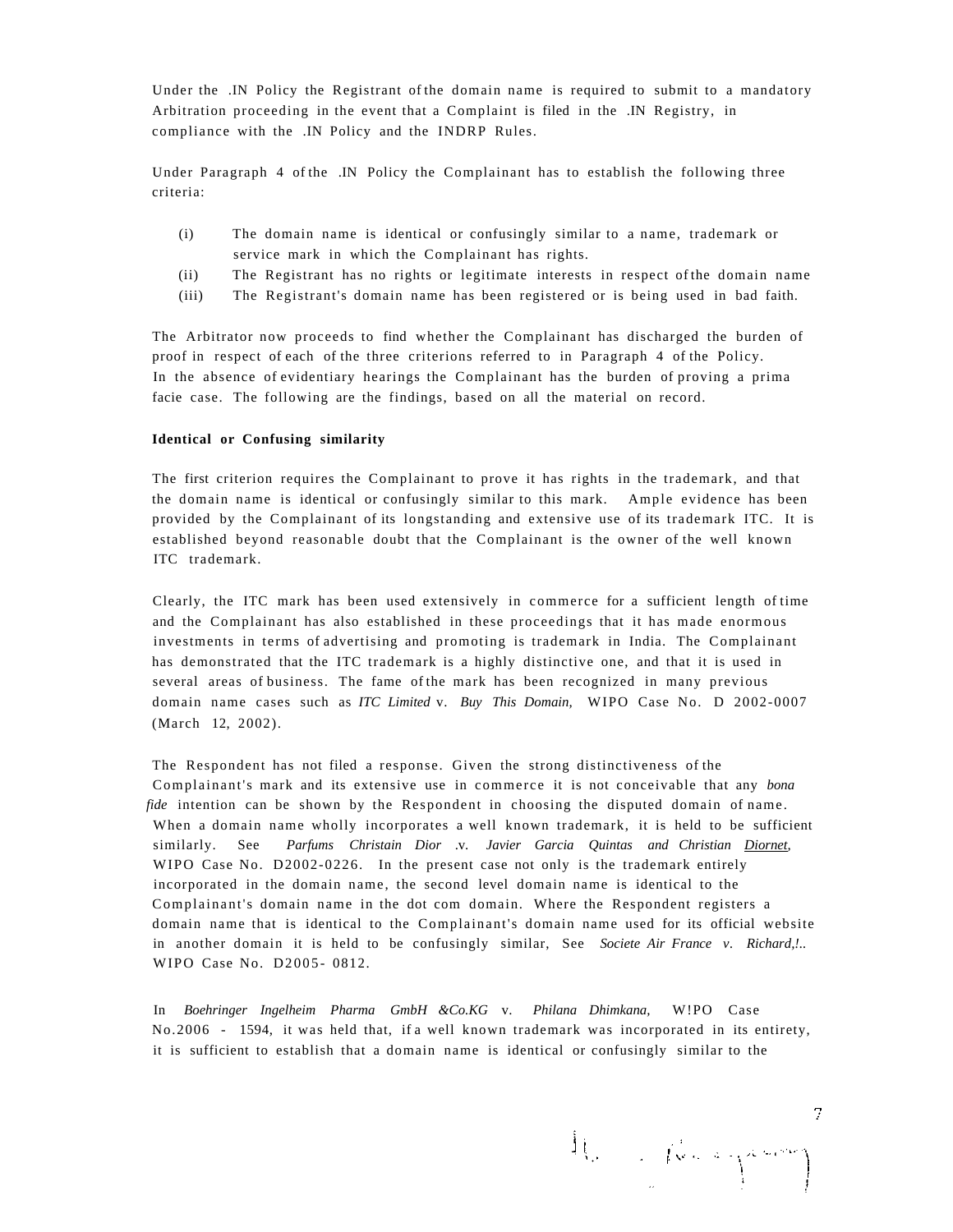Under the .IN Policy the Registrant of the domain name is required to submit to a mandatory Arbitration proceeding in the event that a Complaint is filed in the .IN Registry, in compliance with the .IN Policy and the INDRP Rules.

Under Paragraph 4 of the .IN Policy the Complainant has to establish the following three criteria:

(i) The domain name is identical or confusingly similar to a name, trademark or service mark in which the Complainant has rights.
(ii) The Registrant has no rights or legitimate interests in respect of the domain name
(iii) The Registrant's domain name has been registered or is being used in bad faith.

The Arbitrator now proceeds to find whether the Complainant has discharged the burden of proof in respect of each of the three criterions referred to in Paragraph 4 of the Policy. In the absence of evidentiary hearings the Complainant has the burden of proving a prima facie case. The following are the findings, based on all the material on record.

**Identical or Confusing similarity**

The first criterion requires the Complainant to prove it has rights in the trademark, and that the domain name is identical or confusingly similar to this mark. Ample evidence has been provided by the Complainant of its longstanding and extensive use of its trademark ITC. It is established beyond reasonable doubt that the Complainant is the owner of the well known ITC trademark.

Clearly, the ITC mark has been used extensively in commerce for a sufficient length of time and the Complainant has also established in these proceedings that it has made enormous investments in terms of advertising and promoting is trademark in India. The Complainant has demonstrated that the ITC trademark is a highly distinctive one, and that it is used in several areas of business. The fame of the mark has been recognized in many previous domain name cases such as *ITC Limited* v. *Buy This Domain,* WIPO Case No. D 2002-0007 (March 12, 2002).

The Respondent has not filed a response. Given the strong distinctiveness of the Complainant's mark and its extensive use in commerce it is not conceivable that any *bona fide* intention can be shown by the Respondent in choosing the disputed domain of name. When a domain name wholly incorporates a well known trademark, it is held to be sufficient similarly. See *Parfums Christain Dior .v. Javier Garcia Quintas and Christian Diornet,* WIPO Case No. D2002-0226. In the present case not only is the trademark entirely incorporated in the domain name, the second level domain name is identical to the Complainant's domain name in the dot com domain. Where the Respondent registers a domain name that is identical to the Complainant's domain name used for its official website in another domain it is held to be confusingly similar, See *Societe Air France v. Richard,!..* WIPO Case No. D2005- 0812.

In *Boehringer Ingelheim Pharma GmbH &Co.KG* v. *Philana Dhimkana,* W!PO Case No.2006 - 1594, it was held that, if a well known trademark was incorporated in its entirety, it is sufficient to establish that a domain name is identical or confusingly similar to the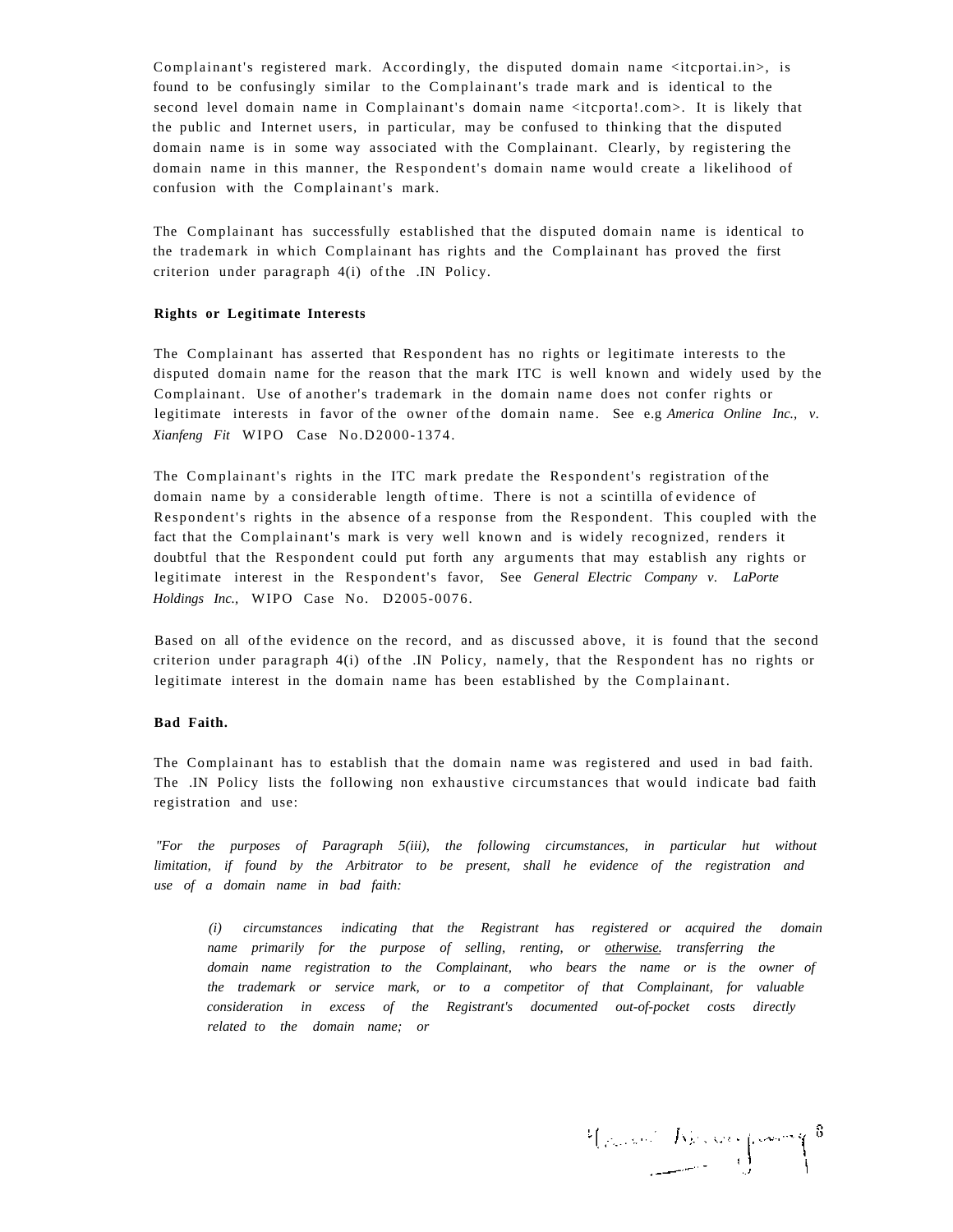Complainant's registered mark. Accordingly, the disputed domain name <itcportai.in>, is found to be confusingly similar to the Complainant's trade mark and is identical to the second level domain name in Complainant's domain name <itcporta!.com>. It is likely that the public and Internet users, in particular, may be confused to thinking that the disputed domain name is in some way associated with the Complainant. Clearly, by registering the domain name in this manner, the Respondent's domain name would create a likelihood of confusion with the Complainant's mark.

The Complainant has successfully established that the disputed domain name is identical to the trademark in which Complainant has rights and the Complainant has proved the first criterion under paragraph 4(i) of the .IN Policy.

**Rights or Legitimate Interests**

The Complainant has asserted that Respondent has no rights or legitimate interests to the disputed domain name for the reason that the mark ITC is well known and widely used by the Complainant. Use of another's trademark in the domain name does not confer rights or legitimate interests in favor of the owner of the domain name. See e.g *America Online Inc., v. Xianfeng Fit* WIPO Case No.D2000-1374.

The Complainant's rights in the ITC mark predate the Respondent's registration of the domain name by a considerable length of time. There is not a scintilla of evidence of Respondent's rights in the absence of a response from the Respondent. This coupled with the fact that the Complainant's mark is very well known and is widely recognized, renders it doubtful that the Respondent could put forth any arguments that may establish any rights or legitimate interest in the Respondent's favor, See *General Electric Company v. LaPorte Holdings Inc.,* WIPO Case No. D2005-0076.

Based on all of the evidence on the record, and as discussed above, it is found that the second criterion under paragraph 4(i) of the .IN Policy, namely, that the Respondent has no rights or legitimate interest in the domain name has been established by the Complainant.

**Bad Faith.**

The Complainant has to establish that the domain name was registered and used in bad faith. The .IN Policy lists the following non exhaustive circumstances that would indicate bad faith registration and use:

*"For the purposes of Paragraph 5(iii), the following circumstances, in particular hut without limitation, if found by the Arbitrator to be present, shall he evidence of the registration and use of a domain name in bad faith:*

> *(i) circumstances indicating that the Registrant has registered or acquired the domain name primarily for the purpose of selling, renting, or <u>otherwise.</u> transferring the domain name registration to the Complainant, who bears the name or is the owner of the trademark or service mark, or to a competitor of that Complainant, for valuable consideration in excess of the Registrant's documented out-of-pocket costs directly related to the domain name; or*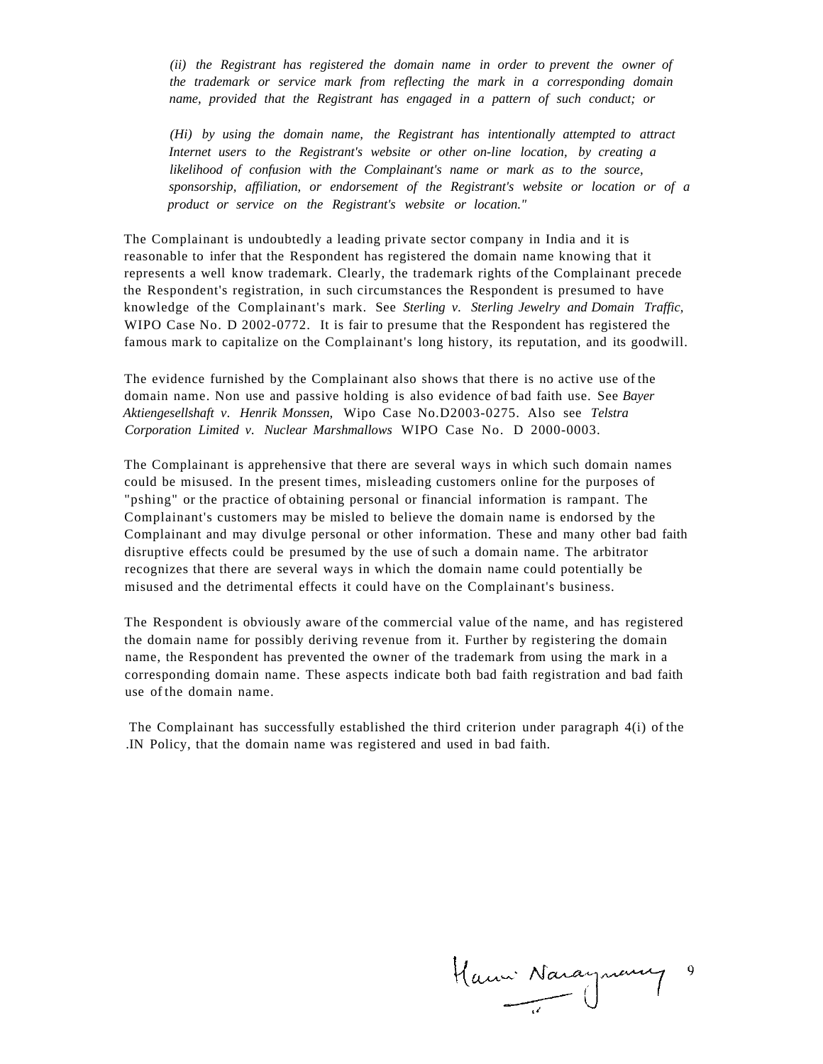*(ii) the Registrant has registered the domain name in order to prevent the owner of the trademark or service mark from reflecting the mark in a corresponding domain name, provided that the Registrant has engaged in a pattern of such conduct; or*

*(Hi) by using the domain name, the Registrant has intentionally attempted to attract Internet users to the Registrant's website or other on-line location, by creating a likelihood of confusion with the Complainant's name or mark as to the source, sponsorship, affiliation, or endorsement of the Registrant's website or location or of a product or service on the Registrant's website or location."*

The Complainant is undoubtedly a leading private sector company in India and it is reasonable to infer that the Respondent has registered the domain name knowing that it represents a well know trademark. Clearly, the trademark rights of the Complainant precede the Respondent's registration, in such circumstances the Respondent is presumed to have knowledge of the Complainant's mark. See *Sterling v. Sterling Jewelry and Domain Traffic,* WIPO Case No. D 2002-0772. It is fair to presume that the Respondent has registered the famous mark to capitalize on the Complainant's long history, its reputation, and its goodwill.

The evidence furnished by the Complainant also shows that there is no active use of the domain name. Non use and passive holding is also evidence of bad faith use. See *Bayer Aktiengesellshaft v. Henrik Monssen,* Wipo Case No.D2003-0275. Also see *Telstra Corporation Limited v. Nuclear Marshmallows* WIPO Case No. D 2000-0003.

The Complainant is apprehensive that there are several ways in which such domain names could be misused. In the present times, misleading customers online for the purposes of "pshing" or the practice of obtaining personal or financial information is rampant. The Complainant's customers may be misled to believe the domain name is endorsed by the Complainant and may divulge personal or other information. These and many other bad faith disruptive effects could be presumed by the use of such a domain name. The arbitrator recognizes that there are several ways in which the domain name could potentially be misused and the detrimental effects it could have on the Complainant's business.

The Respondent is obviously aware of the commercial value of the name, and has registered the domain name for possibly deriving revenue from it. Further by registering the domain name, the Respondent has prevented the owner of the trademark from using the mark in a corresponding domain name. These aspects indicate both bad faith registration and bad faith use of the domain name.

The Complainant has successfully established the third criterion under paragraph 4(i) of the .IN Policy, that the domain name was registered and used in bad faith.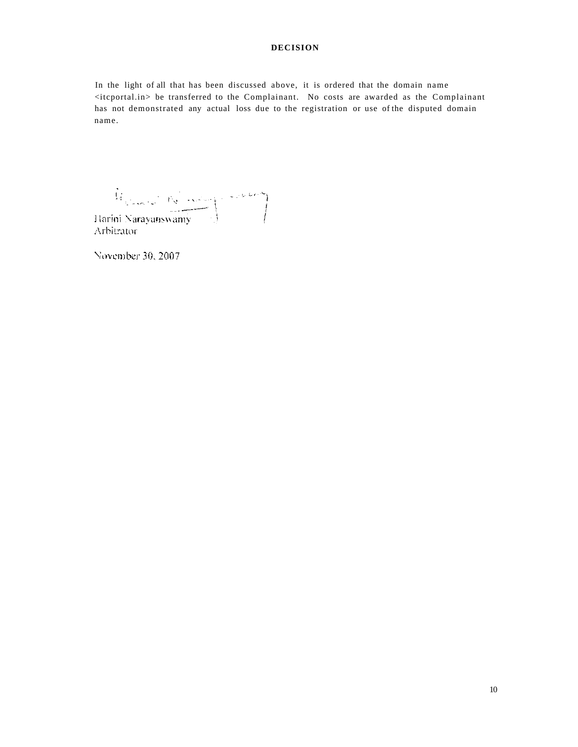**DECISION**

In the light of all that has been discussed above, it is ordered that the domain name <itcportal.in> be transferred to the Complainant. No costs are awarded as the Complainant has not demonstrated any actual loss due to the registration or use of the disputed domain name.

Harini Narayanswamy
Arbitrator

November 30, 2007